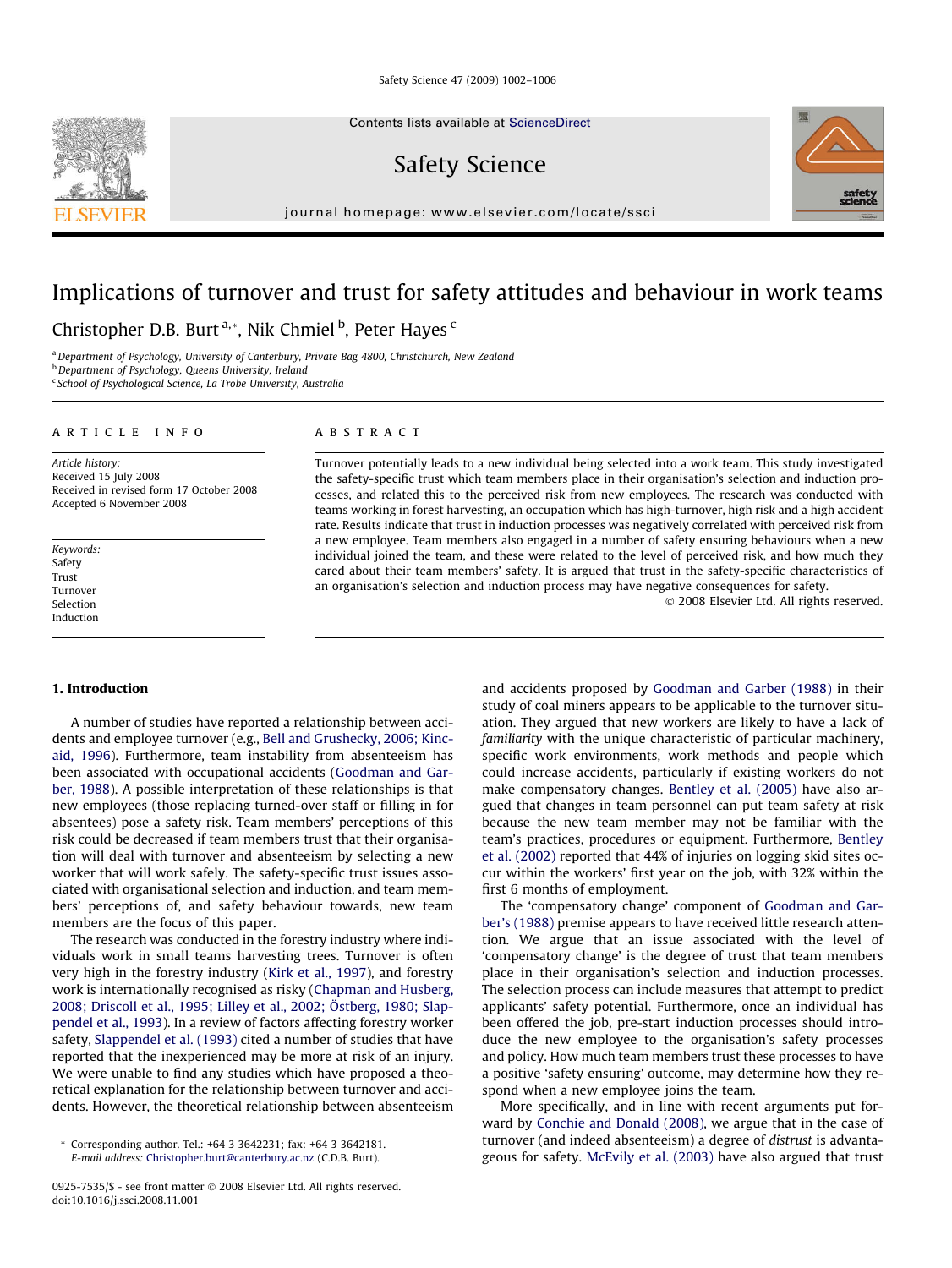# Implications of turnover and trust for safety attitudes and behaviour in work teams

Christopher D.B. Burt [a,*], Nik Chmiel [b], Peter Hayes [c]

[a] Department of Psychology, University of Canterbury, Private Bag 4800, Christchurch, New Zealand
[b] Department of Psychology, Queens University, Ireland
[c] School of Psychological Science, La Trobe University, Australia

## ARTICLE INFO

*Article history:*
Received 15 July 2008
Received in revised form 17 October 2008
Accepted 6 November 2008

*Keywords:*
Safety
Trust
Turnover
Selection
Induction

## ABSTRACT

Turnover potentially leads to a new individual being selected into a work team. This study investigated the safety-specific trust which team members place in their organisation's selection and induction processes, and related this to the perceived risk from new employees. The research was conducted with teams working in forest harvesting, an occupation which has high-turnover, high risk and a high accident rate. Results indicate that trust in induction processes was negatively correlated with perceived risk from a new employee. Team members also engaged in a number of safety ensuring behaviours when a new individual joined the team, and these were related to the level of perceived risk, and how much they cared about their team members' safety. It is argued that trust in the safety-specific characteristics of an organisation's selection and induction process may have negative consequences for safety.

© 2008 Elsevier Ltd. All rights reserved.

## 1. Introduction

A number of studies have reported a relationship between accidents and employee turnover (e.g., Bell and Grushecky, 2006; Kincaid, 1996). Furthermore, team instability from absenteeism has been associated with occupational accidents (Goodman and Garber, 1988). A possible interpretation of these relationships is that new employees (those replacing turned-over staff or filling in for absentees) pose a safety risk. Team members' perceptions of this risk could be decreased if team members trust that their organisation will deal with turnover and absenteeism by selecting a new worker that will work safely. The safety-specific trust issues associated with organisational selection and induction, and team members' perceptions of, and safety behaviour towards, new team members are the focus of this paper.

The research was conducted in the forestry industry where individuals work in small teams harvesting trees. Turnover is often very high in the forestry industry (Kirk et al., 1997), and forestry work is internationally recognised as risky (Chapman and Husberg, 2008; Driscoll et al., 1995; Lilley et al., 2002; Östberg, 1980; Slappendel et al., 1993). In a review of factors affecting forestry worker safety, Slappendel et al. (1993) cited a number of studies that have reported that the inexperienced may be more at risk of an injury. We were unable to find any studies which have proposed a theoretical explanation for the relationship between turnover and accidents. However, the theoretical relationship between absenteeism and accidents proposed by Goodman and Garber (1988) in their study of coal miners appears to be applicable to the turnover situation. They argued that new workers are likely to have a lack of *familiarity* with the unique characteristic of particular machinery, specific work environments, work methods and people which could increase accidents, particularly if existing workers do not make compensatory changes. Bentley et al. (2005) have also argued that changes in team personnel can put team safety at risk because the new team member may not be familiar with the team's practices, procedures or equipment. Furthermore, Bentley et al. (2002) reported that 44% of injuries on logging skid sites occur within the workers' first year on the job, with 32% within the first 6 months of employment.

The 'compensatory change' component of Goodman and Garber's (1988) premise appears to have received little research attention. We argue that an issue associated with the level of 'compensatory change' is the degree of trust that team members place in their organisation's selection and induction processes. The selection process can include measures that attempt to predict applicants' safety potential. Furthermore, once an individual has been offered the job, pre-start induction processes should introduce the new employee to the organisation's safety processes and policy. How much team members trust these processes to have a positive 'safety ensuring' outcome, may determine how they respond when a new employee joins the team.

More specifically, and in line with recent arguments put forward by Conchie and Donald (2008), we argue that in the case of turnover (and indeed absenteeism) a degree of *distrust* is advantageous for safety. McEvily et al. (2003) have also argued that trust

* Corresponding author. Tel.: +64 3 3642231; fax: +64 3 3642181.
E-mail address: Christopher.burt@canterbury.ac.nz (C.D.B. Burt).

0925-7535/$ - see front matter © 2008 Elsevier Ltd. All rights reserved.
doi:10.1016/j.ssci.2008.11.001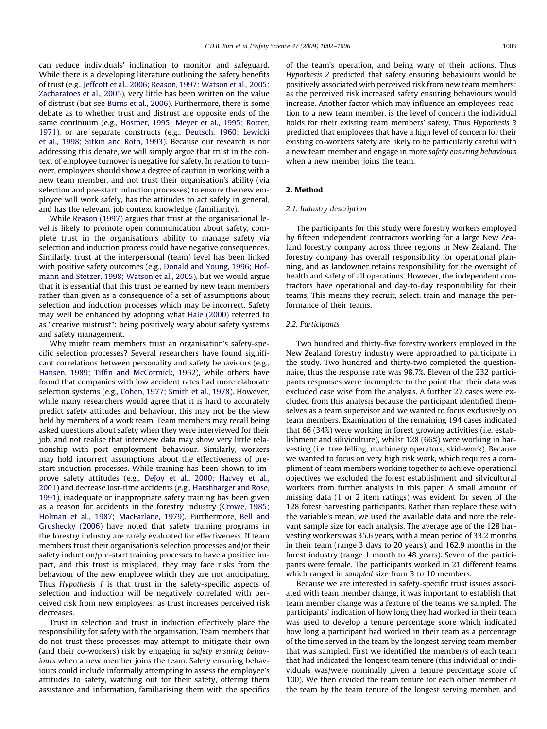can reduce individuals' inclination to monitor and safeguard. While there is a developing literature outlining the safety benefits of trust (e.g., Jeffcott et al., 2006; Reason, 1997; Watson et al., 2005; Zacharatoes et al., 2005), very little has been written on the value of distrust (but see Burns et al., 2006). Furthermore, there is some debate as to whether trust and distrust are opposite ends of the same continuum (e.g., Hosmer, 1995; Meyer et al., 1995; Rotter, 1971), or are separate constructs (e.g., Deutsch, 1960; Lewicki et al., 1998; Sitkin and Roth, 1993). Because our research is not addressing this debate, we will simply argue that trust in the context of employee turnover is negative for safety. In relation to turnover, employees should show a degree of caution in working with a new team member, and not trust their organisation's ability (via selection and pre-start induction processes) to ensure the new employee will work safely, has the attitudes to act safely in general, and has the relevant job context knowledge (familiarity).

While Reason (1997) argues that trust at the organisational level is likely to promote open communication about safety, complete trust in the organisation's ability to manage safety via selection and induction process could have negative consequences. Similarly, trust at the interpersonal (team) level has been linked with positive safety outcomes (e.g., Donald and Young, 1996; Hofmann and Stetzer, 1998; Watson et al., 2005), but we would argue that it is essential that this trust be earned by new team members rather than given as a consequence of a set of assumptions about selection and induction processes which may be incorrect. Safety may well be enhanced by adopting what Hale (2000) referred to as "creative mistrust": being positively wary about safety systems and safety management.

Why might team members trust an organisation's safety-specific selection processes? Several researchers have found significant correlations between personality and safety behaviours (e.g., Hansen, 1989; Tiffin and McCormick, 1962), while others have found that companies with low accident rates had more elaborate selection systems (e.g., Cohen, 1977; Smith et al., 1978). However, while many researchers would agree that it is hard to accurately predict safety attitudes and behaviour, this may not be the view held by members of a work team. Team members may recall being asked questions about safety when they were interviewed for their job, and not realise that interview data may show very little relationship with post employment behaviour. Similarly, workers may hold incorrect assumptions about the effectiveness of pre-start induction processes. While training has been shown to improve safety attitudes (e.g., DeJoy et al., 2000; Harvey et al., 2001) and decrease lost-time accidents (e.g., Harshbarger and Rose, 1991), inadequate or inappropriate safety training has been given as a reason for accidents in the forestry industry (Crowe, 1985; Holman et al., 1987; MacFarlane, 1979). Furthermore, Bell and Grushecky (2006) have noted that safety training programs in the forestry industry are rarely evaluated for effectiveness. If team members trust their organisation's selection processes and/or their safety induction/pre-start training processes to have a positive impact, and this trust is misplaced, they may face risks from the behaviour of the new employee which they are not anticipating. Thus *Hypothesis 1* is that trust in the safety-specific aspects of selection and induction will be negatively correlated with perceived risk from new employees: as trust increases perceived risk decreases.

Trust in selection and trust in induction effectively place the responsibility for safety with the organisation. Team members that do not trust these processes may attempt to mitigate their own (and their co-workers) risk by engaging in *safety ensuring behaviours* when a new member joins the team. Safety ensuring behaviours could include informally attempting to assess the employee's attitudes to safety, watching out for their safety, offering them assistance and information, familiarising them with the specifics of the team's operation, and being wary of their actions. Thus *Hypothesis 2* predicted that safety ensuring behaviours would be positively associated with perceived risk from new team members: as the perceived risk increased safety ensuring behaviours would increase. Another factor which may influence an employees' reaction to a new team member, is the level of concern the individual holds for their existing team members' safety. Thus *Hypothesis 3* predicted that employees that have a high level of concern for their existing co-workers safety are likely to be particularly careful with a new team member and engage in more *safety ensuring behaviours* when a new member joins the team.

## 2. Method

### 2.1. Industry description

The participants for this study were forestry workers employed by fifteen independent contractors working for a large New Zealand forestry company across three regions in New Zealand. The forestry company has overall responsibility for operational planning, and as landowner retains responsibility for the oversight of health and safety of all operations. However, the independent contractors have operational and day-to-day responsibility for their teams. This means they recruit, select, train and manage the performance of their teams.

### 2.2. Participants

Two hundred and thirty-five forestry workers employed in the New Zealand forestry industry were approached to participate in the study. Two hundred and thirty-two completed the questionnaire, thus the response rate was 98.7%. Eleven of the 232 participants responses were incomplete to the point that their data was excluded case wise from the analysis. A further 27 cases were excluded from this analysis because the participant identified themselves as a team supervisor and we wanted to focus exclusively on team members. Examination of the remaining 194 cases indicated that 66 (34%) were working in forest growing activities (i.e. establishment and siliviculture), whilst 128 (66%) were working in harvesting (i.e. tree felling, machinery operators, skid-work). Because we wanted to focus on very high risk work, which requires a compliment of team members working together to achieve operational objectives we excluded the forest establishment and silvicultural workers from further analysis in this paper. A small amount of missing data (1 or 2 item ratings) was evident for seven of the 128 forest harvesting participants. Rather than replace these with the variable's mean, we used the available data and note the relevant sample size for each analysis. The average age of the 128 harvesting workers was 35.6 years, with a mean period of 33.2 months in their team (range 3 days to 20 years), and 162.9 months in the forest industry (range 1 month to 48 years). Seven of the participants were female. The participants worked in 21 different teams which ranged in *sampled* size from 3 to 10 members.

Because we are interested in safety-specific trust issues associated with team member change, it was important to establish that team member change was a feature of the teams we sampled. The participants' indication of how long they had worked in their team was used to develop a tenure percentage score which indicated how long a participant had worked in their team as a percentage of the time served in the team by the longest serving team member that was sampled. First we identified the member/s of each team that had indicated the longest team tenure (this individual or individuals was/were nominally given a tenure percentage score of 100). We then divided the team tenure for each other member of the team by the team tenure of the longest serving member, and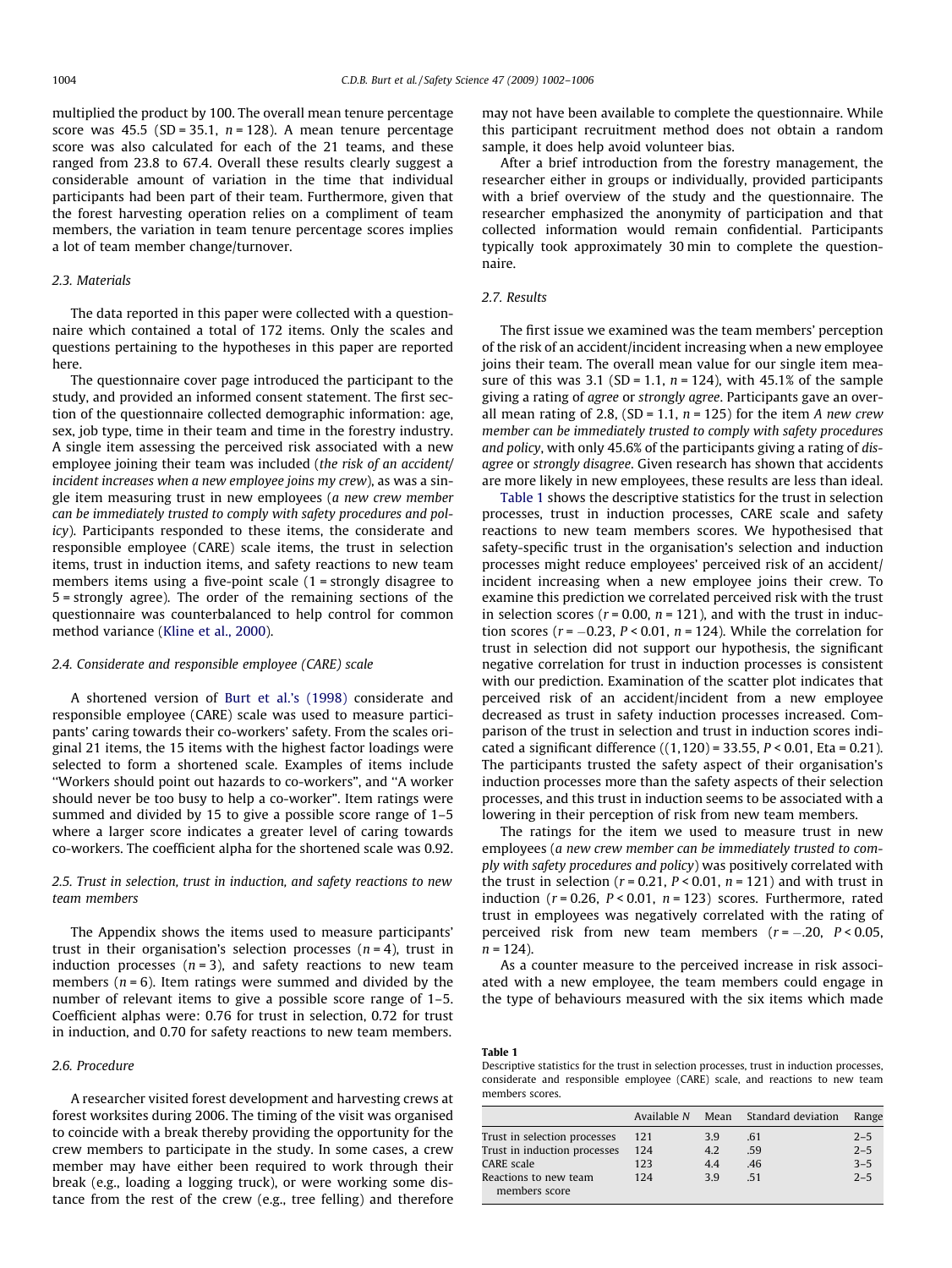multiplied the product by 100. The overall mean tenure percentage score was 45.5 (SD = 35.1, $n = 128$). A mean tenure percentage score was also calculated for each of the 21 teams, and these ranged from 23.8 to 67.4. Overall these results clearly suggest a considerable amount of variation in the time that individual participants had been part of their team. Furthermore, given that the forest harvesting operation relies on a compliment of team members, the variation in team tenure percentage scores implies a lot of team member change/turnover.

### 2.3. Materials

The data reported in this paper were collected with a questionnaire which contained a total of 172 items. Only the scales and questions pertaining to the hypotheses in this paper are reported here.

The questionnaire cover page introduced the participant to the study, and provided an informed consent statement. The first section of the questionnaire collected demographic information: age, sex, job type, time in their team and time in the forestry industry. A single item assessing the perceived risk associated with a new employee joining their team was included (*the risk of an accident/incident increases when a new employee joins my crew*), as was a single item measuring trust in new employees (*a new crew member can be immediately trusted to comply with safety procedures and policy*). Participants responded to these items, the considerate and responsible employee (CARE) scale items, the trust in selection items, trust in induction items, and safety reactions to new team members items using a five-point scale (1 = strongly disagree to 5 = strongly agree). The order of the remaining sections of the questionnaire was counterbalanced to help control for common method variance (Kline et al., 2000).

### 2.4. Considerate and responsible employee (CARE) scale

A shortened version of Burt et al.'s (1998) considerate and responsible employee (CARE) scale was used to measure participants' caring towards their co-workers' safety. From the scales original 21 items, the 15 items with the highest factor loadings were selected to form a shortened scale. Examples of items include "Workers should point out hazards to co-workers", and "A worker should never be too busy to help a co-worker". Item ratings were summed and divided by 15 to give a possible score range of 1–5 where a larger score indicates a greater level of caring towards co-workers. The coefficient alpha for the shortened scale was 0.92.

### 2.5. Trust in selection, trust in induction, and safety reactions to new team members

The Appendix shows the items used to measure participants' trust in their organisation's selection processes ($n = 4$), trust in induction processes ($n = 3$), and safety reactions to new team members ($n = 6$). Item ratings were summed and divided by the number of relevant items to give a possible score range of 1–5. Coefficient alphas were: 0.76 for trust in selection, 0.72 for trust in induction, and 0.70 for safety reactions to new team members.

### 2.6. Procedure

A researcher visited forest development and harvesting crews at forest worksites during 2006. The timing of the visit was organised to coincide with a break thereby providing the opportunity for the crew members to participate in the study. In some cases, a crew member may have either been required to work through their break (e.g., loading a logging truck), or were working some distance from the rest of the crew (e.g., tree felling) and therefore may not have been available to complete the questionnaire. While this participant recruitment method does not obtain a random sample, it does help avoid volunteer bias.

After a brief introduction from the forestry management, the researcher either in groups or individually, provided participants with a brief overview of the study and the questionnaire. The researcher emphasized the anonymity of participation and that collected information would remain confidential. Participants typically took approximately 30 min to complete the questionnaire.

### 2.7. Results

The first issue we examined was the team members' perception of the risk of an accident/incident increasing when a new employee joins their team. The overall mean value for our single item measure of this was 3.1 (SD = 1.1, $n = 124$), with 45.1% of the sample giving a rating of *agree* or *strongly agree*. Participants gave an overall mean rating of 2.8, (SD = 1.1, $n = 125$) for the item *A new crew member can be immediately trusted to comply with safety procedures and policy*, with only 45.6% of the participants giving a rating of *disagree* or *strongly disagree*. Given research has shown that accidents are more likely in new employees, these results are less than ideal.

Table 1 shows the descriptive statistics for the trust in selection processes, trust in induction processes, CARE scale and safety reactions to new team members scores. We hypothesised that safety-specific trust in the organisation's selection and induction processes might reduce employees' perceived risk of an accident/incident increasing when a new employee joins their crew. To examine this prediction we correlated perceived risk with the trust in selection scores ($r = 0.00$, $n = 121$), and with the trust in induction scores ($r = -0.23$, $P < 0.01$, $n = 124$). While the correlation for trust in selection did not support our hypothesis, the significant negative correlation for trust in induction processes is consistent with our prediction. Examination of the scatter plot indicates that perceived risk of an accident/incident from a new employee decreased as trust in safety induction processes increased. Comparison of the trust in selection and trust in induction scores indicated a significant difference ($(1,120) = 33.55$, $P < 0.01$, Eta = 0.21). The participants trusted the safety aspect of their organisation's induction processes more than the safety aspects of their selection processes, and this trust in induction seems to be associated with a lowering in their perception of risk from new team members.

The ratings for the item we used to measure trust in new employees (*a new crew member can be immediately trusted to comply with safety procedures and policy*) was positively correlated with the trust in selection ($r = 0.21$, $P < 0.01$, $n = 121$) and with trust in induction ($r = 0.26$, $P < 0.01$, $n = 123$) scores. Furthermore, rated trust in employees was negatively correlated with the rating of perceived risk from new team members ($r = -.20$, $P < 0.05$, $n = 124$).

As a counter measure to the perceived increase in risk associated with a new employee, the team members could engage in the type of behaviours measured with the six items which made

**Table 1**
Descriptive statistics for the trust in selection processes, trust in induction processes, considerate and responsible employee (CARE) scale, and reactions to new team members scores.

| | Available N | Mean | Standard deviation | Range |
|---|---|---|---|---|
| Trust in selection processes | 121 | 3.9 | .61 | 2–5 |
| Trust in induction processes | 124 | 4.2 | .59 | 2–5 |
| CARE scale | 123 | 4.4 | .46 | 3–5 |
| Reactions to new team members score | 124 | 3.9 | .51 | 2–5 |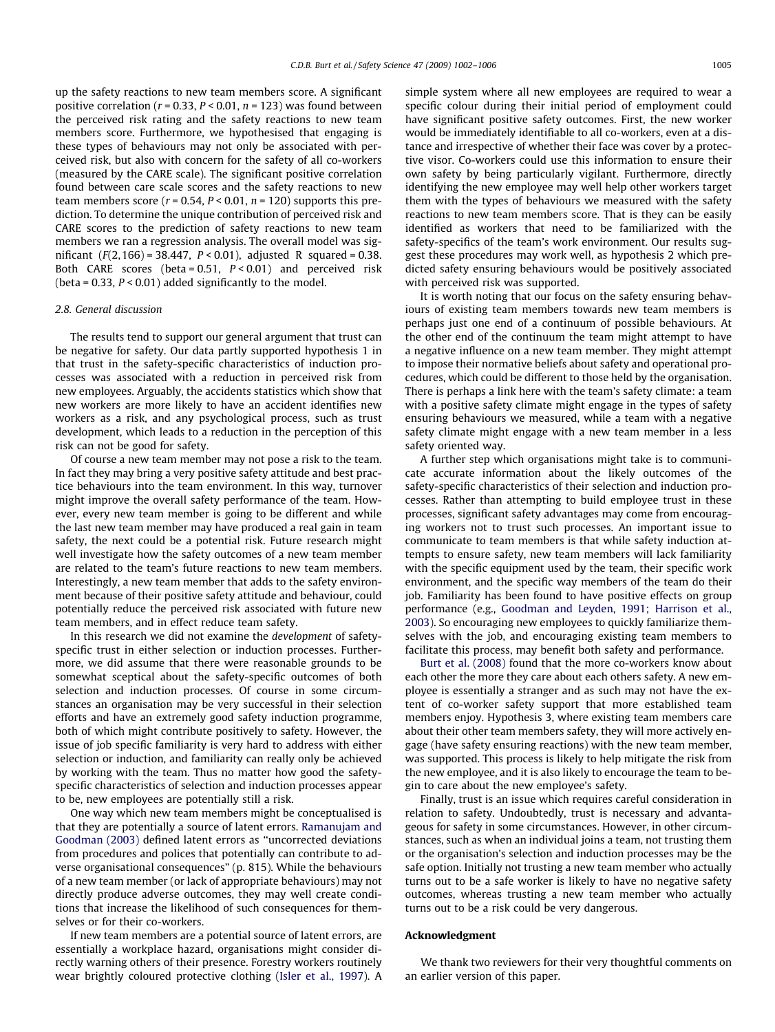up the safety reactions to new team members score. A significant positive correlation ($r = 0.33$, $P < 0.01$, $n = 123$) was found between the perceived risk rating and the safety reactions to new team members score. Furthermore, we hypothesised that engaging is these types of behaviours may not only be associated with perceived risk, but also with concern for the safety of all co-workers (measured by the CARE scale). The significant positive correlation found between care scale scores and the safety reactions to new team members score ($r = 0.54$, $P < 0.01$, $n = 120$) supports this prediction. To determine the unique contribution of perceived risk and CARE scores to the prediction of safety reactions to new team members we ran a regression analysis. The overall model was significant ($F(2,166) = 38.447$, $P < 0.01$), adjusted R squared = 0.38. Both CARE scores (beta = 0.51, $P < 0.01$) and perceived risk (beta = 0.33, $P < 0.01$) added significantly to the model.

### 2.8. General discussion

The results tend to support our general argument that trust can be negative for safety. Our data partly supported hypothesis 1 in that trust in the safety-specific characteristics of induction processes was associated with a reduction in perceived risk from new employees. Arguably, the accidents statistics which show that new workers are more likely to have an accident identifies new workers as a risk, and any psychological process, such as trust development, which leads to a reduction in the perception of this risk can not be good for safety.

Of course a new team member may not pose a risk to the team. In fact they may bring a very positive safety attitude and best practice behaviours into the team environment. In this way, turnover might improve the overall safety performance of the team. However, every new team member is going to be different and while the last new team member may have produced a real gain in team safety, the next could be a potential risk. Future research might well investigate how the safety outcomes of a new team member are related to the team's future reactions to new team members. Interestingly, a new team member that adds to the safety environment because of their positive safety attitude and behaviour, could potentially reduce the perceived risk associated with future new team members, and in effect reduce team safety.

In this research we did not examine the *development* of safety-specific trust in either selection or induction processes. Furthermore, we did assume that there were reasonable grounds to be somewhat sceptical about the safety-specific outcomes of both selection and induction processes. Of course in some circumstances an organisation may be very successful in their selection efforts and have an extremely good safety induction programme, both of which might contribute positively to safety. However, the issue of job specific familiarity is very hard to address with either selection or induction, and familiarity can really only be achieved by working with the team. Thus no matter how good the safety-specific characteristics of selection and induction processes appear to be, new employees are potentially still a risk.

One way which new team members might be conceptualised is that they are potentially a source of latent errors. Ramanujam and Goodman (2003) defined latent errors as "uncorrected deviations from procedures and polices that potentially can contribute to adverse organisational consequences" (p. 815). While the behaviours of a new team member (or lack of appropriate behaviours) may not directly produce adverse outcomes, they may well create conditions that increase the likelihood of such consequences for themselves or for their co-workers.

If new team members are a potential source of latent errors, are essentially a workplace hazard, organisations might consider directly warning others of their presence. Forestry workers routinely wear brightly coloured protective clothing (Isler et al., 1997). A simple system where all new employees are required to wear a specific colour during their initial period of employment could have significant positive safety outcomes. First, the new worker would be immediately identifiable to all co-workers, even at a distance and irrespective of whether their face was cover by a protective visor. Co-workers could use this information to ensure their own safety by being particularly vigilant. Furthermore, directly identifying the new employee may well help other workers target them with the types of behaviours we measured with the safety reactions to new team members score. That is they can be easily identified as workers that need to be familiarized with the safety-specifics of the team's work environment. Our results suggest these procedures may work well, as hypothesis 2 which predicted safety ensuring behaviours would be positively associated with perceived risk was supported.

It is worth noting that our focus on the safety ensuring behaviours of existing team members towards new team members is perhaps just one end of a continuum of possible behaviours. At the other end of the continuum the team might attempt to have a negative influence on a new team member. They might attempt to impose their normative beliefs about safety and operational procedures, which could be different to those held by the organisation. There is perhaps a link here with the team's safety climate: a team with a positive safety climate might engage in the types of safety ensuring behaviours we measured, while a team with a negative safety climate might engage with a new team member in a less safety oriented way.

A further step which organisations might take is to communicate accurate information about the likely outcomes of the safety-specific characteristics of their selection and induction processes. Rather than attempting to build employee trust in these processes, significant safety advantages may come from encouraging workers not to trust such processes. An important issue to communicate to team members is that while safety induction attempts to ensure safety, new team members will lack familiarity with the specific equipment used by the team, their specific work environment, and the specific way members of the team do their job. Familiarity has been found to have positive effects on group performance (e.g., Goodman and Leyden, 1991; Harrison et al., 2003). So encouraging new employees to quickly familiarize themselves with the job, and encouraging existing team members to facilitate this process, may benefit both safety and performance.

Burt et al. (2008) found that the more co-workers know about each other the more they care about each others safety. A new employee is essentially a stranger and as such may not have the extent of co-worker safety support that more established team members enjoy. Hypothesis 3, where existing team members care about their other team members safety, they will more actively engage (have safety ensuring reactions) with the new team member, was supported. This process is likely to help mitigate the risk from the new employee, and it is also likely to encourage the team to begin to care about the new employee's safety.

Finally, trust is an issue which requires careful consideration in relation to safety. Undoubtedly, trust is necessary and advantageous for safety in some circumstances. However, in other circumstances, such as when an individual joins a team, not trusting them or the organisation's selection and induction processes may be the safe option. Initially not trusting a new team member who actually turns out to be a safe worker is likely to have no negative safety outcomes, whereas trusting a new team member who actually turns out to be a risk could be very dangerous.

## Acknowledgment

We thank two reviewers for their very thoughtful comments on an earlier version of this paper.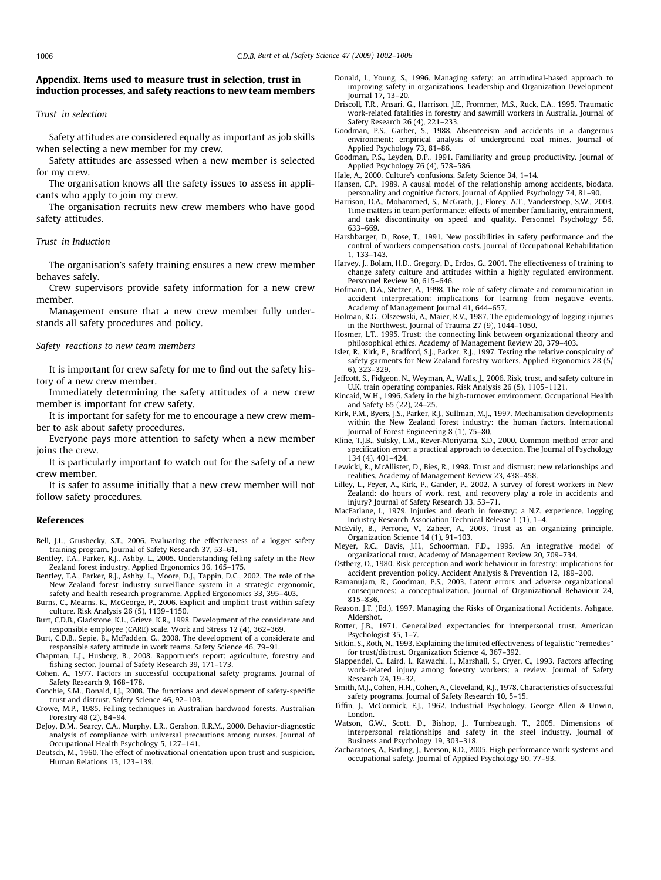## Appendix. Items used to measure trust in selection, trust in induction processes, and safety reactions to new team members

### *Trust in selection*

Safety attitudes are considered equally as important as job skills when selecting a new member for my crew.

Safety attitudes are assessed when a new member is selected for my crew.

The organisation knows all the safety issues to assess in applicants who apply to join my crew.

The organisation recruits new crew members who have good safety attitudes.

### *Trust in Induction*

The organisation's safety training ensures a new crew member behaves safely.

Crew supervisors provide safety information for a new crew member.

Management ensure that a new crew member fully understands all safety procedures and policy.

### *Safety reactions to new team members*

It is important for crew safety for me to find out the safety history of a new crew member.

Immediately determining the safety attitudes of a new crew member is important for crew safety.

It is important for safety for me to encourage a new crew member to ask about safety procedures.

Everyone pays more attention to safety when a new member joins the crew.

It is particularly important to watch out for the safety of a new crew member.

It is safer to assume initially that a new crew member will not follow safety procedures.

## References

Bell, J.L., Grushecky, S.T., 2006. Evaluating the effectiveness of a logger safety training program. Journal of Safety Research 37, 53–61.

Bentley, T.A., Parker, R.J., Ashby, L., 2005. Understanding felling safety in the New Zealand forest industry. Applied Ergonomics 36, 165–175.

Bentley, T.A., Parker, R.J., Ashby, L., Moore, D.J., Tappin, D.C., 2002. The role of the New Zealand forest industry surveillance system in a strategic ergonomic, safety and health research programme. Applied Ergonomics 33, 395–403.

Burns, C., Mearns, K., McGeorge, P., 2006. Explicit and implicit trust within safety culture. Risk Analysis 26 (5), 1139–1150.

Burt, C.D.B., Gladstone, K.L., Grieve, K.R., 1998. Development of the considerate and responsible employee (CARE) scale. Work and Stress 12 (4), 362–369.

Burt, C.D.B., Sepie, B., McFadden, G., 2008. The development of a considerate and responsible safety attitude in work teams. Safety Science 46, 79–91.

Chapman, L.J., Husberg, B., 2008. Rapportuer's report: agriculture, forestry and fishing sector. Journal of Safety Research 39, 171–173.

Cohen, A., 1977. Factors in successful occupational safety programs. Journal of Safety Research 9, 168–178.

Conchie, S.M., Donald, I.J., 2008. The functions and development of safety-specific trust and distrust. Safety Science 46, 92–103.

Crowe, M.P., 1985. Felling techniques in Australian hardwood forests. Australian Forestry 48 (2), 84–94.

DeJoy, D.M., Searcy, C.A., Murphy, L.R., Gershon, R.R.M., 2000. Behavior-diagnostic analysis of compliance with universal precautions among nurses. Journal of Occupational Health Psychology 5, 127–141.

Deutsch, M., 1960. The effect of motivational orientation upon trust and suspicion. Human Relations 13, 123–139.

Donald, I., Young, S., 1996. Managing safety: an attitudinal-based approach to improving safety in organizations. Leadership and Organization Development Journal 17, 13–20.

Driscoll, T.R., Ansari, G., Harrison, J.E., Frommer, M.S., Ruck, E.A., 1995. Traumatic work-related fatalities in forestry and sawmill workers in Australia. Journal of Safety Research 26 (4), 221–233.

Goodman, P.S., Garber, S., 1988. Absenteeism and accidents in a dangerous environment: empirical analysis of underground coal mines. Journal of Applied Psychology 73, 81–86.

Goodman, P.S., Leyden, D.P., 1991. Familiarity and group productivity. Journal of Applied Psychology 76 (4), 578–586.

Hale, A., 2000. Culture's confusions. Safety Science 34, 1–14.

Hansen, C.P., 1989. A causal model of the relationship among accidents, biodata, personality and cognitive factors. Journal of Applied Psychology 74, 81–90.

Harrison, D.A., Mohammed, S., McGrath, J., Florey, A.T., Vanderstoep, S.W., 2003. Time matters in team performance: effects of member familiarity, entrainment, and task discontinuity on speed and quality. Personnel Psychology 56, 633–669.

Harshbarger, D., Rose, T., 1991. New possibilities in safety performance and the control of workers compensation costs. Journal of Occupational Rehabilitation 1, 133–143.

Harvey, J., Bolam, H.D., Gregory, D., Erdos, G., 2001. The effectiveness of training to change safety culture and attitudes within a highly regulated environment. Personnel Review 30, 615–646.

Hofmann, D.A., Stetzer, A., 1998. The role of safety climate and communication in accident interpretation: implications for learning from negative events. Academy of Management Journal 41, 644–657.

Holman, R.G., Olszewski, A., Maier, R.V., 1987. The epidemiology of logging injuries in the Northwest. Journal of Trauma 27 (9), 1044–1050.

Hosmer, L.T., 1995. Trust: the connecting link between organizational theory and philosophical ethics. Academy of Management Review 20, 379–403.

Isler, R., Kirk, P., Bradford, S.J., Parker, R.J., 1997. Testing the relative conspicuity of safety garments for New Zealand forestry workers. Applied Ergonomics 28 (5/6), 323–329.

Jeffcott, S., Pidgeon, N., Weyman, A., Walls, J., 2006. Risk, trust, and safety culture in U.K. train operating companies. Risk Analysis 26 (5), 1105–1121.

Kincaid, W.H., 1996. Safety in the high-turnover environment. Occupational Health and Safety 65 (22), 24–25.

Kirk, P.M., Byers, J.S., Parker, R.J., Sullman, M.J., 1997. Mechanisation developments within the New Zealand forest industry: the human factors. International Journal of Forest Engineering 8 (1), 75–80.

Kline, T.J.B., Sulsky, L.M., Rever-Moriyama, S.D., 2000. Common method error and specification error: a practical approach to detection. The Journal of Psychology 134 (4), 401–424.

Lewicki, R., McAllister, D., Bies, R., 1998. Trust and distrust: new relationships and realities. Academy of Management Review 23, 438–458.

Lilley, L., Feyer, A., Kirk, P., Gander, P., 2002. A survey of forest workers in New Zealand: do hours of work, rest, and recovery play a role in accidents and injury? Journal of Safety Research 33, 53–71.

MacFarlane, I., 1979. Injuries and death in forestry: a N.Z. experience. Logging Industry Research Association Technical Release 1 (1), 1–4.

McEvily, B., Perrone, V., Zaheer, A., 2003. Trust as an organizing principle. Organization Science 14 (1), 91–103.

Meyer, R.C., Davis, J.H., Schoorman, F.D., 1995. An integrative model of organizational trust. Academy of Management Review 20, 709–734.

Östberg, O., 1980. Risk perception and work behaviour in forestry: implications for accident prevention policy. Accident Analysis & Prevention 12, 189–200.

Ramanujam, R., Goodman, P.S., 2003. Latent errors and adverse organizational consequences: a conceptualization. Journal of Organizational Behaviour 24, 815–836.

Reason, J.T. (Ed.), 1997. Managing the Risks of Organizational Accidents. Ashgate, Aldershot.

Rotter, J.B., 1971. Generalized expectancies for interpersonal trust. American Psychologist 35, 1–7.

Sitkin, S., Roth, N., 1993. Explaining the limited effectiveness of legalistic "remedies" for trust/distrust. Organization Science 4, 367–392.

Slappendel, C., Laird, I., Kawachi, I., Marshall, S., Cryer, C., 1993. Factors affecting work-related injury among forestry workers: a review. Journal of Safety Research 24, 19–32.

Smith, M.J., Cohen, H.H., Cohen, A., Cleveland, R.J., 1978. Characteristics of successful safety programs. Journal of Safety Research 10, 5–15.

Tiffin, J., McCormick, E.J., 1962. Industrial Psychology. George Allen & Unwin, London.

Watson, G.W., Scott, D., Bishop, J., Turnbeaugh, T., 2005. Dimensions of interpersonal relationships and safety in the steel industry. Journal of Business and Psychology 19, 303–318.

Zacharatoes, A., Barling, J., Iverson, R.D., 2005. High performance work systems and occupational safety. Journal of Applied Psychology 90, 77–93.